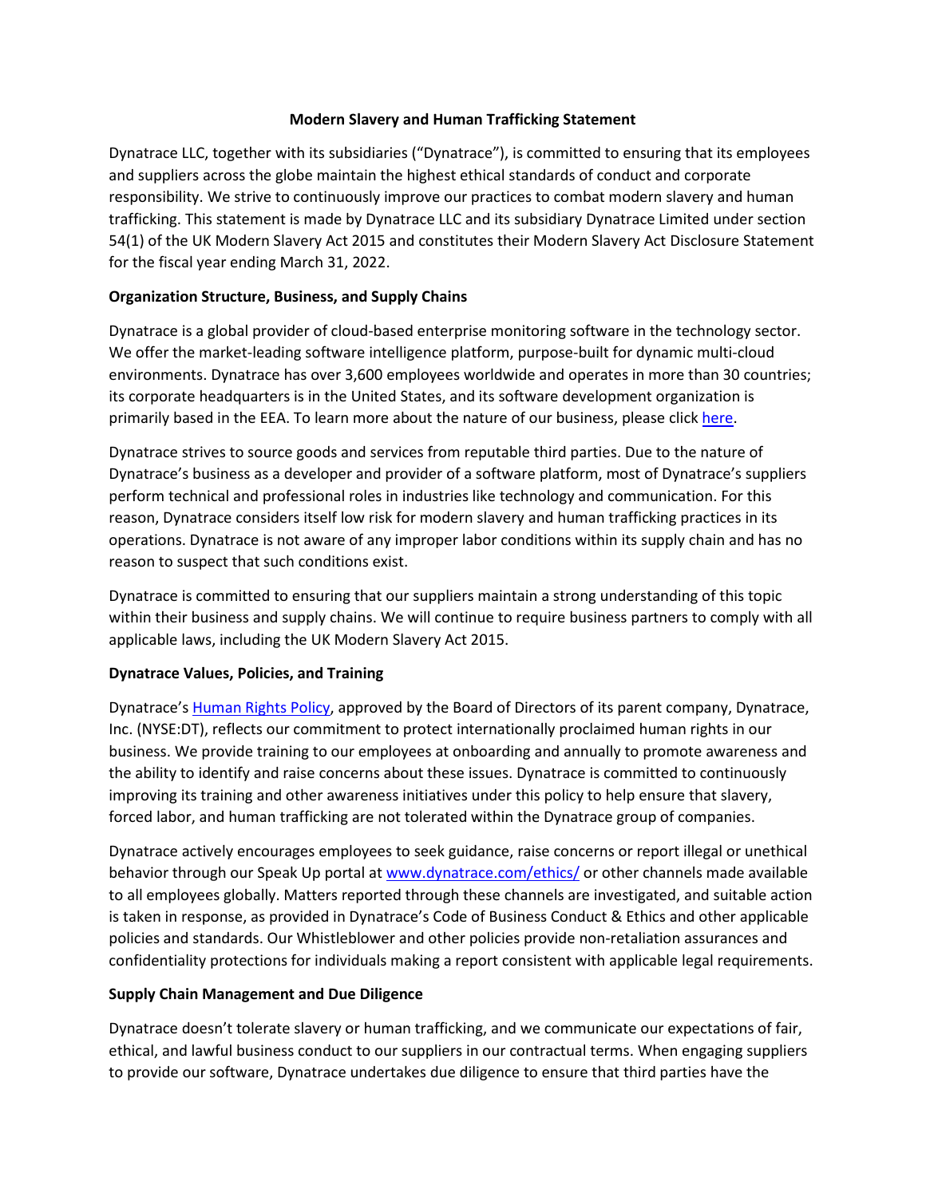# Modern Slavery and Human Trafficking Statement

Dynatrace LLC, together with its subsidiaries ("Dynatrace"), is committed to ensuring that its employees and suppliers across the globe maintain the highest ethical standards of conduct and corporate responsibility. We strive to continuously improve our practices to combat modern slavery and human trafficking. This statement is made by Dynatrace LLC and its subsidiary Dynatrace Limited under section 54(1) of the UK Modern Slavery Act 2015 and constitutes their Modern Slavery Act Disclosure Statement for the fiscal year ending March 31, 2022.

## Organization Structure, Business, and Supply Chains

Dynatrace is a global provider of cloud-based enterprise monitoring software in the technology sector. We offer the market-leading software intelligence platform, purpose-built for dynamic multi-cloud environments. Dynatrace has over 3,600 employees worldwide and operates in more than 30 countries; its corporate headquarters is in the United States, and its software development organization is primarily based in the EEA. To learn more about the nature of our business, please click here.

Dynatrace strives to source goods and services from reputable third parties. Due to the nature of Dynatrace's business as a developer and provider of a software platform, most of Dynatrace's suppliers perform technical and professional roles in industries like technology and communication. For this reason, Dynatrace considers itself low risk for modern slavery and human trafficking practices in its operations. Dynatrace is not aware of any improper labor conditions within its supply chain and has no reason to suspect that such conditions exist.

Dynatrace is committed to ensuring that our suppliers maintain a strong understanding of this topic within their business and supply chains. We will continue to require business partners to comply with all applicable laws, including the UK Modern Slavery Act 2015.

## Dynatrace Values, Policies, and Training

Dynatrace's Human Rights Policy, approved by the Board of Directors of its parent company, Dynatrace, Inc. (NYSE:DT), reflects our commitment to protect internationally proclaimed human rights in our business. We provide training to our employees at onboarding and annually to promote awareness and the ability to identify and raise concerns about these issues. Dynatrace is committed to continuously improving its training and other awareness initiatives under this policy to help ensure that slavery, forced labor, and human trafficking are not tolerated within the Dynatrace group of companies.

Dynatrace actively encourages employees to seek guidance, raise concerns or report illegal or unethical behavior through our Speak Up portal at www.dynatrace.com/ethics/ or other channels made available to all employees globally. Matters reported through these channels are investigated, and suitable action is taken in response, as provided in Dynatrace's Code of Business Conduct & Ethics and other applicable policies and standards. Our Whistleblower and other policies provide non-retaliation assurances and confidentiality protections for individuals making a report consistent with applicable legal requirements.

## Supply Chain Management and Due Diligence

Dynatrace doesn't tolerate slavery or human trafficking, and we communicate our expectations of fair, ethical, and lawful business conduct to our suppliers in our contractual terms. When engaging suppliers to provide our software, Dynatrace undertakes due diligence to ensure that third parties have the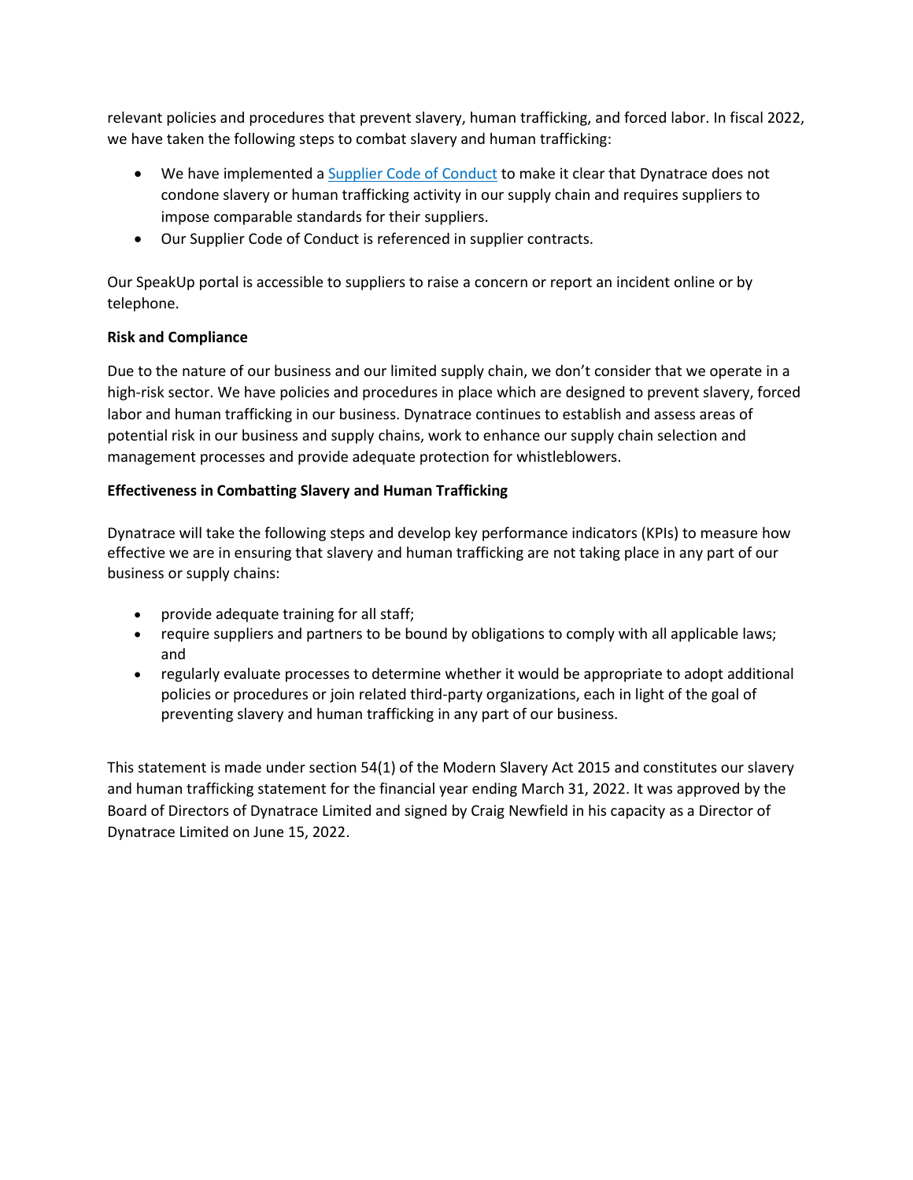relevant policies and procedures that prevent slavery, human trafficking, and forced labor. In fiscal 2022, we have taken the following steps to combat slavery and human trafficking:

- We have implemented a [Supplier Code of Conduct] to make it clear that Dynatrace does not condone slavery or human trafficking activity in our supply chain and requires suppliers to impose comparable standards for their suppliers.
- Our Supplier Code of Conduct is referenced in supplier contracts.

Our SpeakUp portal is accessible to suppliers to raise a concern or report an incident online or by telephone.

**Risk and Compliance**

Due to the nature of our business and our limited supply chain, we don't consider that we operate in a high-risk sector. We have policies and procedures in place which are designed to prevent slavery, forced labor and human trafficking in our business. Dynatrace continues to establish and assess areas of potential risk in our business and supply chains, work to enhance our supply chain selection and management processes and provide adequate protection for whistleblowers.

**Effectiveness in Combatting Slavery and Human Trafficking**

Dynatrace will take the following steps and develop key performance indicators (KPIs) to measure how effective we are in ensuring that slavery and human trafficking are not taking place in any part of our business or supply chains:

- provide adequate training for all staff;
- require suppliers and partners to be bound by obligations to comply with all applicable laws; and
- regularly evaluate processes to determine whether it would be appropriate to adopt additional policies or procedures or join related third-party organizations, each in light of the goal of preventing slavery and human trafficking in any part of our business.

This statement is made under section 54(1) of the Modern Slavery Act 2015 and constitutes our slavery and human trafficking statement for the financial year ending March 31, 2022. It was approved by the Board of Directors of Dynatrace Limited and signed by Craig Newfield in his capacity as a Director of Dynatrace Limited on June 15, 2022.